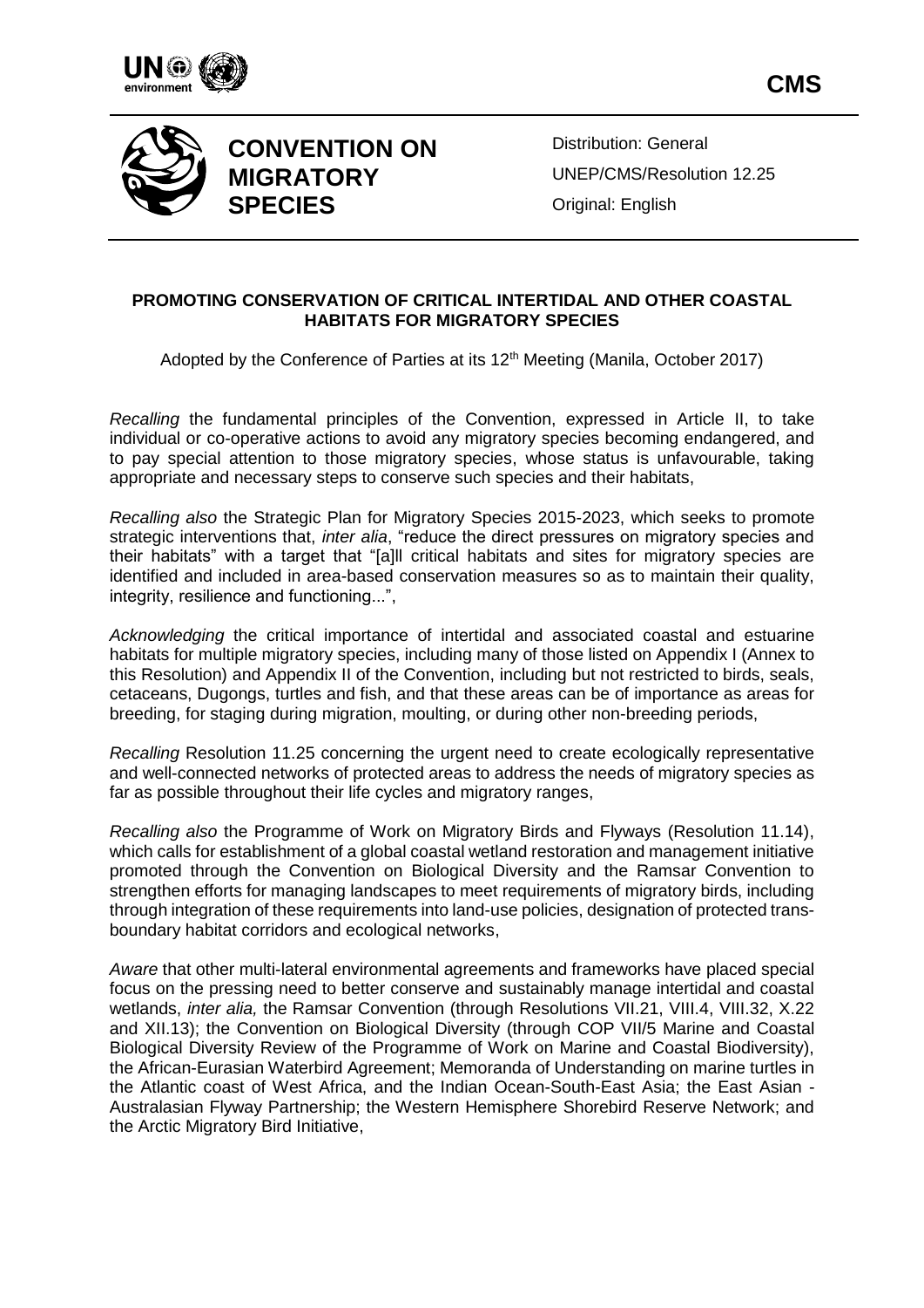CMS

# CONVENTION ON MIGRATORY SPECIES

Distribution: General
UNEP/CMS/Resolution 12.25
Original: English

## PROMOTING CONSERVATION OF CRITICAL INTERTIDAL AND OTHER COASTAL HABITATS FOR MIGRATORY SPECIES

Adopted by the Conference of Parties at its 12th Meeting (Manila, October 2017)

*Recalling* the fundamental principles of the Convention, expressed in Article II, to take individual or co-operative actions to avoid any migratory species becoming endangered, and to pay special attention to those migratory species, whose status is unfavourable, taking appropriate and necessary steps to conserve such species and their habitats,

*Recalling also* the Strategic Plan for Migratory Species 2015-2023, which seeks to promote strategic interventions that, *inter alia*, "reduce the direct pressures on migratory species and their habitats" with a target that "[a]ll critical habitats and sites for migratory species are identified and included in area-based conservation measures so as to maintain their quality, integrity, resilience and functioning...",

*Acknowledging* the critical importance of intertidal and associated coastal and estuarine habitats for multiple migratory species, including many of those listed on Appendix I (Annex to this Resolution) and Appendix II of the Convention, including but not restricted to birds, seals, cetaceans, Dugongs, turtles and fish, and that these areas can be of importance as areas for breeding, for staging during migration, moulting, or during other non-breeding periods,

*Recalling* Resolution 11.25 concerning the urgent need to create ecologically representative and well-connected networks of protected areas to address the needs of migratory species as far as possible throughout their life cycles and migratory ranges,

*Recalling also* the Programme of Work on Migratory Birds and Flyways (Resolution 11.14), which calls for establishment of a global coastal wetland restoration and management initiative promoted through the Convention on Biological Diversity and the Ramsar Convention to strengthen efforts for managing landscapes to meet requirements of migratory birds, including through integration of these requirements into land-use policies, designation of protected trans-boundary habitat corridors and ecological networks,

*Aware* that other multi-lateral environmental agreements and frameworks have placed special focus on the pressing need to better conserve and sustainably manage intertidal and coastal wetlands, *inter alia,* the Ramsar Convention (through Resolutions VII.21, VIII.4, VIII.32, X.22 and XII.13); the Convention on Biological Diversity (through COP VII/5 Marine and Coastal Biological Diversity Review of the Programme of Work on Marine and Coastal Biodiversity), the African-Eurasian Waterbird Agreement; Memoranda of Understanding on marine turtles in the Atlantic coast of West Africa, and the Indian Ocean-South-East Asia; the East Asian - Australasian Flyway Partnership; the Western Hemisphere Shorebird Reserve Network; and the Arctic Migratory Bird Initiative,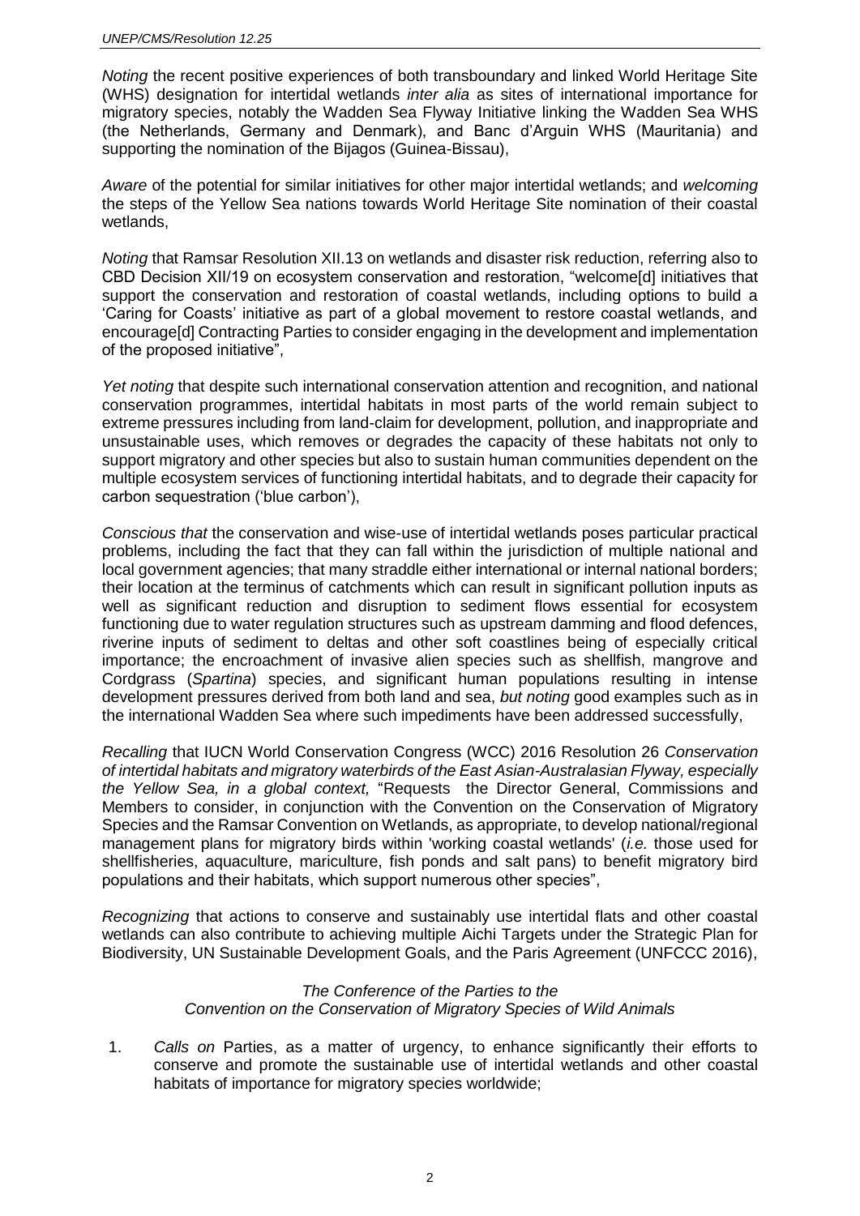*Noting* the recent positive experiences of both transboundary and linked World Heritage Site (WHS) designation for intertidal wetlands *inter alia* as sites of international importance for migratory species, notably the Wadden Sea Flyway Initiative linking the Wadden Sea WHS (the Netherlands, Germany and Denmark), and Banc d'Arguin WHS (Mauritania) and supporting the nomination of the Bijagos (Guinea-Bissau),

*Aware* of the potential for similar initiatives for other major intertidal wetlands; and *welcoming* the steps of the Yellow Sea nations towards World Heritage Site nomination of their coastal wetlands,

*Noting* that Ramsar Resolution XII.13 on wetlands and disaster risk reduction, referring also to CBD Decision XII/19 on ecosystem conservation and restoration, "welcome[d] initiatives that support the conservation and restoration of coastal wetlands, including options to build a 'Caring for Coasts' initiative as part of a global movement to restore coastal wetlands, and encourage[d] Contracting Parties to consider engaging in the development and implementation of the proposed initiative",

*Yet noting* that despite such international conservation attention and recognition, and national conservation programmes, intertidal habitats in most parts of the world remain subject to extreme pressures including from land-claim for development, pollution, and inappropriate and unsustainable uses, which removes or degrades the capacity of these habitats not only to support migratory and other species but also to sustain human communities dependent on the multiple ecosystem services of functioning intertidal habitats, and to degrade their capacity for carbon sequestration ('blue carbon'),

*Conscious that* the conservation and wise-use of intertidal wetlands poses particular practical problems, including the fact that they can fall within the jurisdiction of multiple national and local government agencies; that many straddle either international or internal national borders; their location at the terminus of catchments which can result in significant pollution inputs as well as significant reduction and disruption to sediment flows essential for ecosystem functioning due to water regulation structures such as upstream damming and flood defences, riverine inputs of sediment to deltas and other soft coastlines being of especially critical importance; the encroachment of invasive alien species such as shellfish, mangrove and Cordgrass (*Spartina*) species, and significant human populations resulting in intense development pressures derived from both land and sea, *but noting* good examples such as in the international Wadden Sea where such impediments have been addressed successfully,

*Recalling* that IUCN World Conservation Congress (WCC) 2016 Resolution 26 *Conservation of intertidal habitats and migratory waterbirds of the East Asian-Australasian Flyway, especially the Yellow Sea, in a global context,* "Requests the Director General, Commissions and Members to consider, in conjunction with the Convention on the Conservation of Migratory Species and the Ramsar Convention on Wetlands, as appropriate, to develop national/regional management plans for migratory birds within 'working coastal wetlands' (*i.e.* those used for shellfisheries, aquaculture, mariculture, fish ponds and salt pans) to benefit migratory bird populations and their habitats, which support numerous other species",

*Recognizing* that actions to conserve and sustainably use intertidal flats and other coastal wetlands can also contribute to achieving multiple Aichi Targets under the Strategic Plan for Biodiversity, UN Sustainable Development Goals, and the Paris Agreement (UNFCCC 2016),

*The Conference of the Parties to the Convention on the Conservation of Migratory Species of Wild Animals*

1. *Calls on* Parties, as a matter of urgency, to enhance significantly their efforts to conserve and promote the sustainable use of intertidal wetlands and other coastal habitats of importance for migratory species worldwide;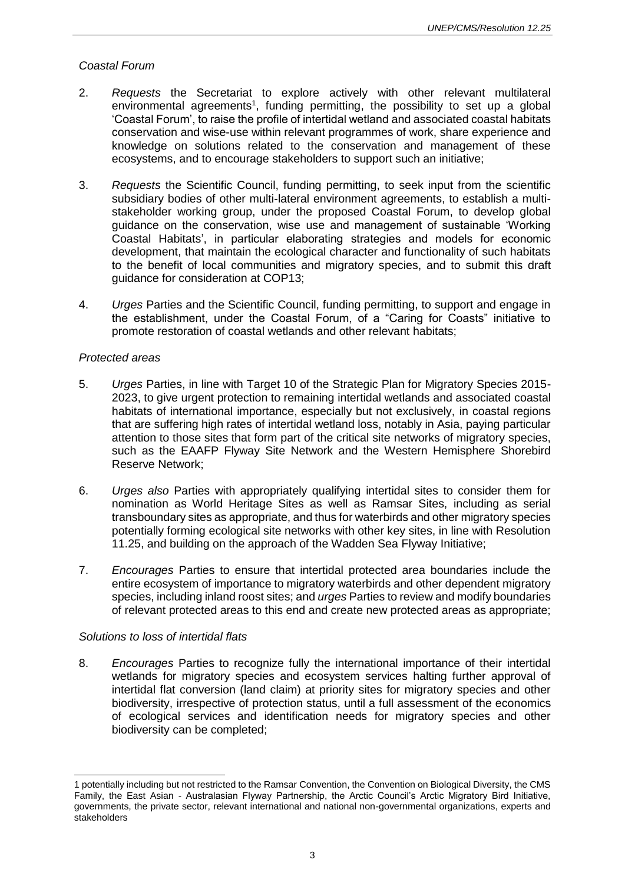*Coastal Forum*

2. *Requests* the Secretariat to explore actively with other relevant multilateral environmental agreements[1], funding permitting, the possibility to set up a global 'Coastal Forum', to raise the profile of intertidal wetland and associated coastal habitats conservation and wise-use within relevant programmes of work, share experience and knowledge on solutions related to the conservation and management of these ecosystems, and to encourage stakeholders to support such an initiative;

3. *Requests* the Scientific Council, funding permitting, to seek input from the scientific subsidiary bodies of other multi-lateral environment agreements, to establish a multi-stakeholder working group, under the proposed Coastal Forum, to develop global guidance on the conservation, wise use and management of sustainable 'Working Coastal Habitats', in particular elaborating strategies and models for economic development, that maintain the ecological character and functionality of such habitats to the benefit of local communities and migratory species, and to submit this draft guidance for consideration at COP13;

4. *Urges* Parties and the Scientific Council, funding permitting, to support and engage in the establishment, under the Coastal Forum, of a "Caring for Coasts" initiative to promote restoration of coastal wetlands and other relevant habitats;

*Protected areas*

5. *Urges* Parties, in line with Target 10 of the Strategic Plan for Migratory Species 2015-2023, to give urgent protection to remaining intertidal wetlands and associated coastal habitats of international importance, especially but not exclusively, in coastal regions that are suffering high rates of intertidal wetland loss, notably in Asia, paying particular attention to those sites that form part of the critical site networks of migratory species, such as the EAAFP Flyway Site Network and the Western Hemisphere Shorebird Reserve Network;

6. *Urges also* Parties with appropriately qualifying intertidal sites to consider them for nomination as World Heritage Sites as well as Ramsar Sites, including as serial transboundary sites as appropriate, and thus for waterbirds and other migratory species potentially forming ecological site networks with other key sites, in line with Resolution 11.25, and building on the approach of the Wadden Sea Flyway Initiative;

7. *Encourages* Parties to ensure that intertidal protected area boundaries include the entire ecosystem of importance to migratory waterbirds and other dependent migratory species, including inland roost sites; and *urges* Parties to review and modify boundaries of relevant protected areas to this end and create new protected areas as appropriate;

*Solutions to loss of intertidal flats*

8. *Encourages* Parties to recognize fully the international importance of their intertidal wetlands for migratory species and ecosystem services halting further approval of intertidal flat conversion (land claim) at priority sites for migratory species and other biodiversity, irrespective of protection status, until a full assessment of the economics of ecological services and identification needs for migratory species and other biodiversity can be completed;

---

[1] potentially including but not restricted to the Ramsar Convention, the Convention on Biological Diversity, the CMS Family, the East Asian - Australasian Flyway Partnership, the Arctic Council's Arctic Migratory Bird Initiative, governments, the private sector, relevant international and national non-governmental organizations, experts and stakeholders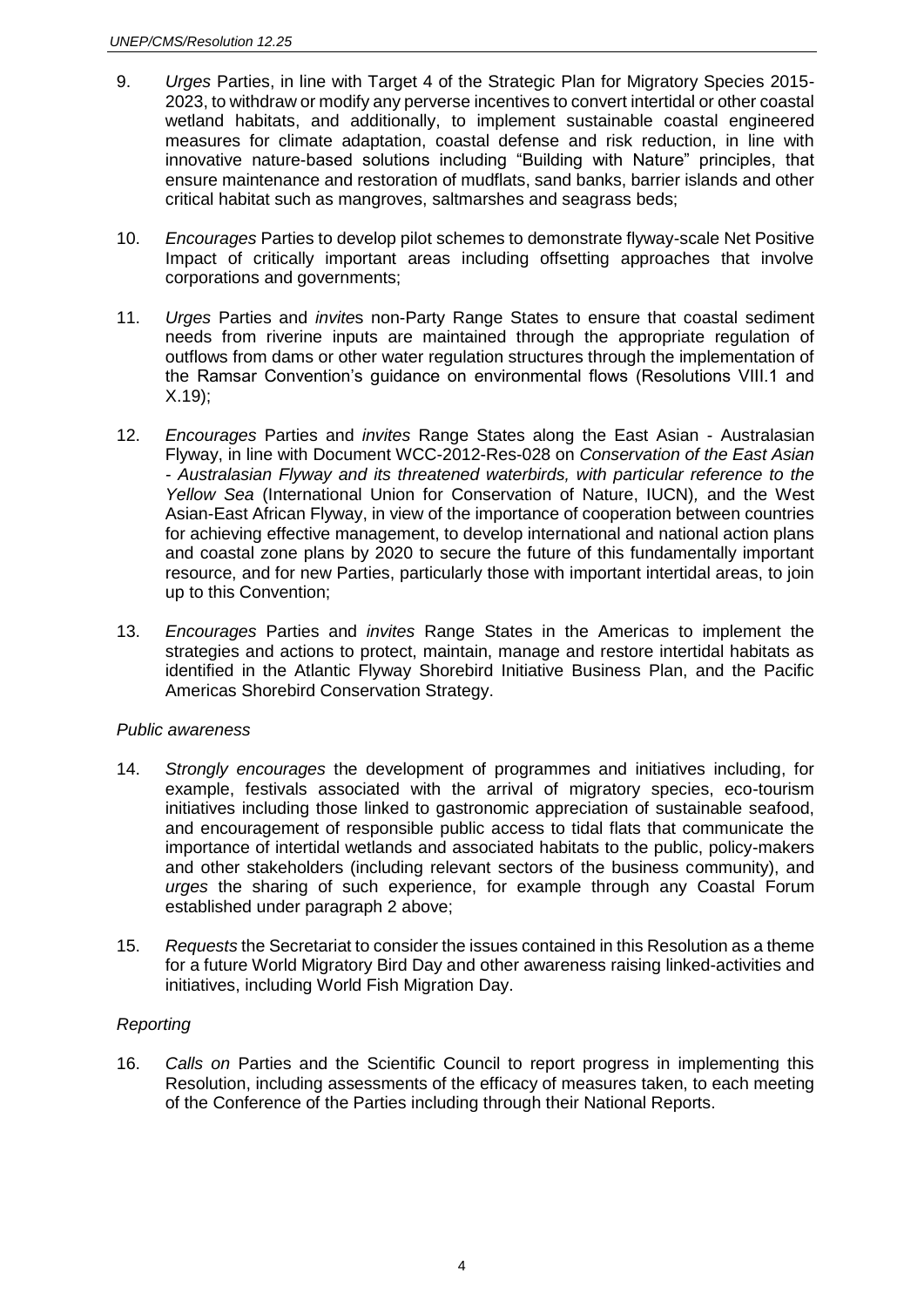9. *Urges* Parties, in line with Target 4 of the Strategic Plan for Migratory Species 2015-2023, to withdraw or modify any perverse incentives to convert intertidal or other coastal wetland habitats, and additionally, to implement sustainable coastal engineered measures for climate adaptation, coastal defense and risk reduction, in line with innovative nature-based solutions including "Building with Nature" principles, that ensure maintenance and restoration of mudflats, sand banks, barrier islands and other critical habitat such as mangroves, saltmarshes and seagrass beds;

10. *Encourages* Parties to develop pilot schemes to demonstrate flyway-scale Net Positive Impact of critically important areas including offsetting approaches that involve corporations and governments;

11. *Urges* Parties and *invite*s non-Party Range States to ensure that coastal sediment needs from riverine inputs are maintained through the appropriate regulation of outflows from dams or other water regulation structures through the implementation of the Ramsar Convention's guidance on environmental flows (Resolutions VIII.1 and X.19);

12. *Encourages* Parties and *invites* Range States along the East Asian - Australasian Flyway, in line with Document WCC-2012-Res-028 on *Conservation of the East Asian - Australasian Flyway and its threatened waterbirds, with particular reference to the Yellow Sea* (International Union for Conservation of Nature, IUCN), and the West Asian-East African Flyway, in view of the importance of cooperation between countries for achieving effective management, to develop international and national action plans and coastal zone plans by 2020 to secure the future of this fundamentally important resource, and for new Parties, particularly those with important intertidal areas, to join up to this Convention;

13. *Encourages* Parties and *invites* Range States in the Americas to implement the strategies and actions to protect, maintain, manage and restore intertidal habitats as identified in the Atlantic Flyway Shorebird Initiative Business Plan, and the Pacific Americas Shorebird Conservation Strategy.

*Public awareness*

14. *Strongly encourages* the development of programmes and initiatives including, for example, festivals associated with the arrival of migratory species, eco-tourism initiatives including those linked to gastronomic appreciation of sustainable seafood, and encouragement of responsible public access to tidal flats that communicate the importance of intertidal wetlands and associated habitats to the public, policy-makers and other stakeholders (including relevant sectors of the business community), and *urges* the sharing of such experience, for example through any Coastal Forum established under paragraph 2 above;

15. *Requests* the Secretariat to consider the issues contained in this Resolution as a theme for a future World Migratory Bird Day and other awareness raising linked-activities and initiatives, including World Fish Migration Day.

*Reporting*

16. *Calls on* Parties and the Scientific Council to report progress in implementing this Resolution, including assessments of the efficacy of measures taken, to each meeting of the Conference of the Parties including through their National Reports.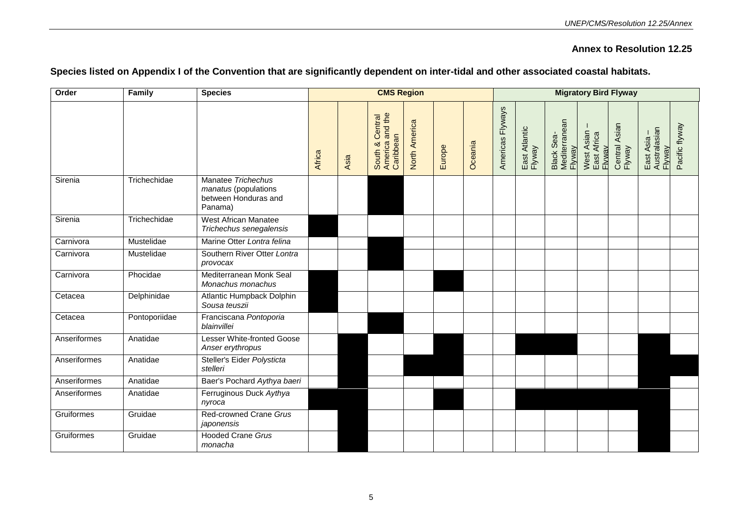## Annex to Resolution 12.25

**Species listed on Appendix I of the Convention that are significantly dependent on inter-tidal and other associated coastal habitats.**

| Order | Family | Species | CMS Region | | | | | | Migratory Bird Flyway | | | | | | |
|---|---|---|---|---|---|---|---|---|---|---|---|---|---|---|---|
| | | | Africa | Asia | South & Central America and the Caribbean | North America | Europe | Oceania | Americas Flyways | East Atlantic Flyway | Black Sea-Mediterranean Flyway | West Asian – East Africa Flyway | Central Asian Flyway | East Asia – Australasian Flyway | Pacific flyway |
| Sirenia | Trichechidae | Manatee *Trichechus manatus* (populations between Honduras and Panama) | | | ■ | | | | | | | | | | |
| Sirenia | Trichechidae | West African Manatee *Trichechus senegalensis* | ■ | | | | | | | | | | | | |
| Carnivora | Mustelidae | Marine Otter *Lontra felina* | | | ■ | | | | | | | | | | |
| Carnivora | Mustelidae | Southern River Otter *Lontra provocax* | | | ■ | | | | | | | | | | |
| Carnivora | Phocidae | Mediterranean Monk Seal *Monachus monachus* | ■ | | | | ■ | | | | | | | | |
| Cetacea | Delphinidae | Atlantic Humpback Dolphin *Sousa teuszii* | ■ | | | | | | | | | | | | |
| Cetacea | Pontoporiidae | Franciscana *Pontoporia blainvillei* | | | ■ | | | | | | | | | | |
| Anseriformes | Anatidae | Lesser White-fronted Goose *Anser erythropus* | | ■ | | | ■ | | | ■ | ■ | | | ■ | |
| Anseriformes | Anatidae | Steller's Eider *Polysticta stelleri* | | ■ | | ■ | ■ | | | | | | | ■ | ■ |
| Anseriformes | Anatidae | Baer's Pochard *Aythya baeri* | | ■ | | | | | | | | | | ■ | |
| Anseriformes | Anatidae | Ferruginous Duck *Aythya nyroca* | ■ | ■ | | | ■ | | | ■ | ■ | ■ | ■ | ■ | |
| Gruiformes | Gruidae | Red-crowned Crane *Grus japonensis* | | ■ | | | | | | | | | | ■ | |
| Gruiformes | Gruidae | Hooded Crane *Grus monacha* | | ■ | | | | | | | | | | ■ | |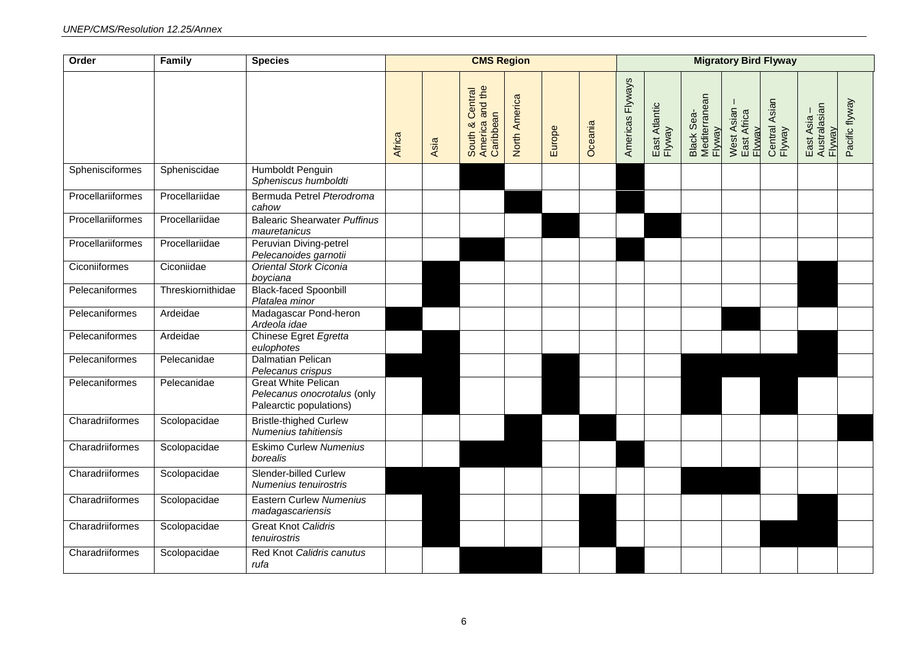| Order | Family | Species | CMS Region | | | | | | Migratory Bird Flyway | | | | | | |
|---|---|---|---|---|---|---|---|---|---|---|---|---|---|---|---|
| | | | Africa | Asia | South & Central America and the Caribbean | North America | Europe | Oceania | Americas Flyways | East Atlantic Flyway | Black Sea-Mediterranean Flyway | West Asian – East Africa Flyway | Central Asian Flyway | East Asia – Australasian Flyway | Pacific flyway |
| Sphenisciformes | Spheniscidae | Humboldt Penguin *Spheniscus humboldti* | | | ■ | | | | ■ | | | | | | |
| Procellariiformes | Procellariidae | Bermuda Petrel *Pterodroma cahow* | | | | ■ | | | ■ | | | | | | |
| Procellariiformes | Procellariidae | Balearic Shearwater *Puffinus mauretanicus* | | | | | ■ | | | ■ | | | | | |
| Procellariiformes | Procellariidae | Peruvian Diving-petrel *Pelecanoides garnotii* | | | ■ | | | | ■ | | | | | | |
| Ciconiiformes | Ciconiidae | *Oriental Stork Ciconia boyciana* | | ■ | | | | | | | | | | ■ | |
| Pelecaniformes | Threskiornithidae | Black-faced Spoonbill *Platalea minor* | | ■ | | | | | | | | | | ■ | |
| Pelecaniformes | Ardeidae | Madagascar Pond-heron *Ardeola idae* | ■ | | | | | | | | | ■ | | | |
| Pelecaniformes | Ardeidae | Chinese Egret *Egretta eulophotes* | | ■ | | | | | | | | | | ■ | |
| Pelecaniformes | Pelecanidae | Dalmatian Pelican *Pelecanus crispus* | ■ | ■ | | | ■ | | | | ■ | ■ | ■ | ■ | |
| Pelecaniformes | Pelecanidae | Great White Pelican *Pelecanus onocrotalus* (only Palearctic populations) | | ■ | | | ■ | | | | ■ | | ■ | | |
| Charadriiformes | Scolopacidae | Bristle-thighed Curlew *Numenius tahitiensis* | | | | ■ | | ■ | | | | | | | ■ |
| Charadriiformes | Scolopacidae | Eskimo Curlew *Numenius borealis* | | | ■ | ■ | | | ■ | | | | | | |
| Charadriiformes | Scolopacidae | Slender-billed Curlew *Numenius tenuirostris* | ■ | ■ | | | | | | | ■ | ■ | | | |
| Charadriiformes | Scolopacidae | Eastern Curlew *Numenius madagascariensis* | | ■ | | | | ■ | | | | | | ■ | |
| Charadriiformes | Scolopacidae | Great Knot *Calidris tenuirostris* | | ■ | | | | ■ | | | | | ■ | ■ | |
| Charadriiformes | Scolopacidae | Red Knot *Calidris canutus rufa* | | | ■ | ■ | | | ■ | | | | | | |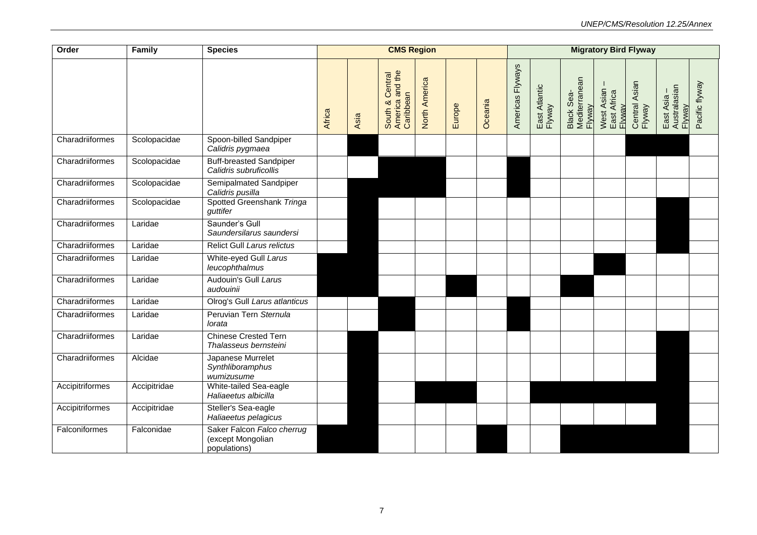| Order | Family | Species | CMS Region | | | | | | Migratory Bird Flyway | | | | | | |
|---|---|---|---|---|---|---|---|---|---|---|---|---|---|---|---|
| | | | Africa | Asia | South & Central America and the Caribbean | North America | Europe | Oceania | Americas Flyways | East Atlantic Flyway | Black Sea-Mediterranean Flyway | West Asian – East Africa Flyway | Central Asian Flyway | East Asia – Australasian Flyway | Pacific flyway |
| Charadriiformes | Scolopacidae | Spoon-billed Sandpiper *Calidris pygmaea* | | ■ | | | | | | | | | ■ | ■ | |
| Charadriiformes | Scolopacidae | Buff-breasted Sandpiper *Calidris subruficollis* | | | ■ | ■ | | | ■ | | | | | | |
| Charadriiformes | Scolopacidae | Semipalmated Sandpiper *Calidris pusilla* | | ■ | ■ | ■ | | | ■ | | | | | | |
| Charadriiformes | Scolopacidae | Spotted Greenshank *Tringa guttifer* | | ■ | | | | | | | | | | ■ | |
| Charadriiformes | Laridae | Saunder's Gull *Saundersilarus saundersi* | | ■ | | | | | | | | | | ■ | |
| Charadriiformes | Laridae | Relict Gull *Larus relictus* | | ■ | | | | | | | | | | ■ | |
| Charadriiformes | Laridae | White-eyed Gull *Larus leucophthalmus* | ■ | ■ | | | | | | | | ■ | | | |
| Charadriiformes | Laridae | Audouin's Gull *Larus audouinii* | ■ | ■ | | | ■ | | | | ■ | | | | |
| Charadriiformes | Laridae | Olrog's Gull *Larus atlanticus* | | | ■ | | | | ■ | | | | | | |
| Charadriiformes | Laridae | Peruvian Tern *Sternula lorata* | | | ■ | | | | ■ | | | | | | |
| Charadriiformes | Laridae | Chinese Crested Tern *Thalasseus bernsteini* | | ■ | | | | | | | | | | ■ | |
| Charadriiformes | Alcidae | Japanese Murrelet *Synthliboramphus wumizusume* | | ■ | | | | | | | | | | ■ | |
| Accipitriformes | Accipitridae | White-tailed Sea-eagle *Haliaeetus albicilla* | | ■ | | ■ | ■ | | | ■ | ■ | ■ | ■ | ■ | |
| Accipitriformes | Accipitridae | Steller's Sea-eagle *Haliaeetus pelagicus* | | ■ | | | | | | | | | | ■ | |
| Falconiformes | Falconidae | Saker Falcon *Falco cherrug* (except Mongolian populations) | ■ | ■ | | | | ■ | | | ■ | ■ | ■ | ■ | |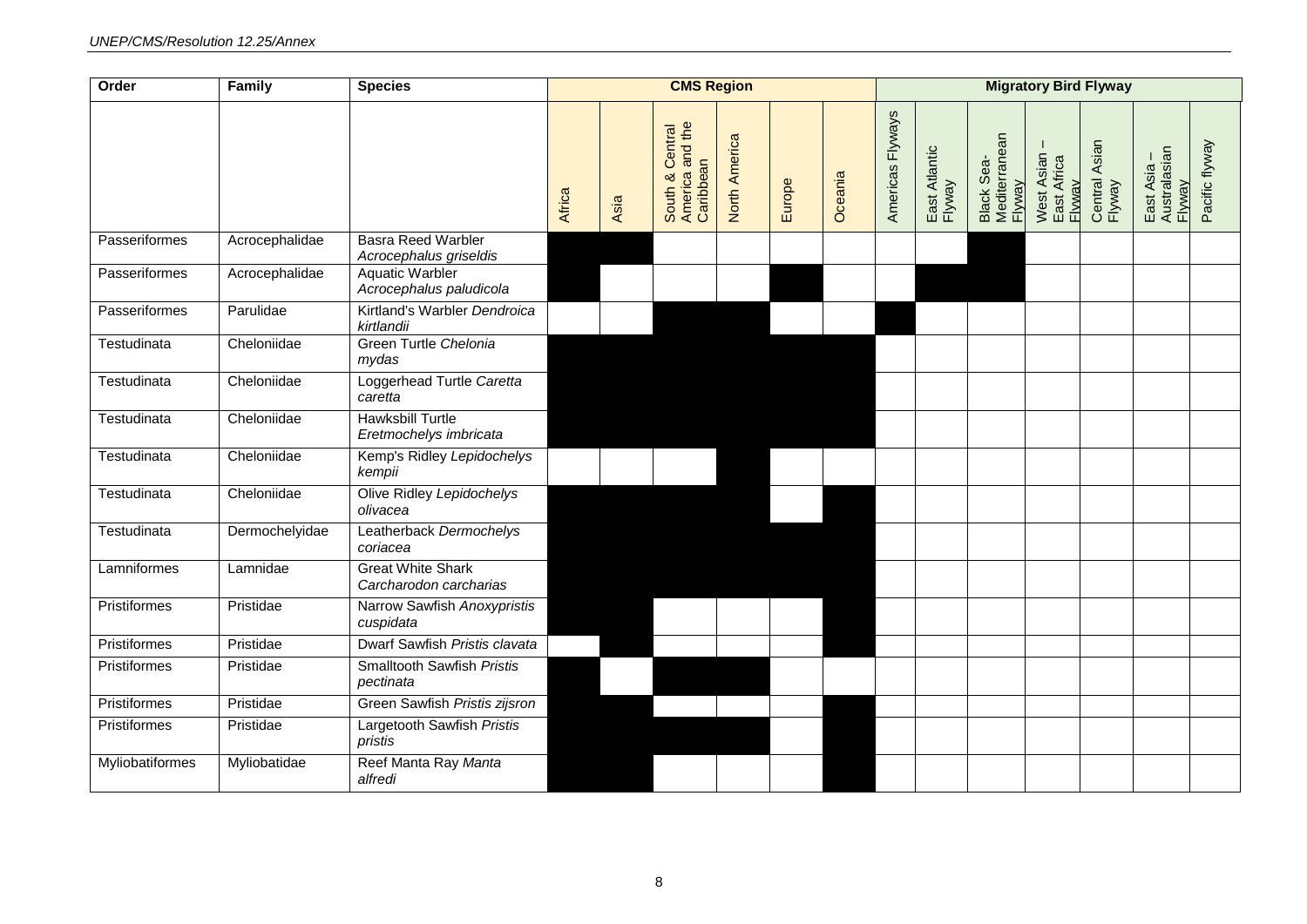| Order | Family | Species | CMS Region | | | | | | Migratory Bird Flyway | | | | | | |
|---|---|---|---|---|---|---|---|---|---|---|---|---|---|---|---|
| | | | Africa | Asia | South & Central America and the Caribbean | North America | Europe | Oceania | Americas Flyways | East Atlantic Flyway | Black Sea-Mediterranean Flyway | West Asian – East Africa Flyway | Central Asian Flyway | East Asia – Australasian Flyway | Pacific flyway |
| Passeriformes | Acrocephalidae | Basra Reed Warbler *Acrocephalus griseldis* | ■ | ■ | | | | | | | ■ | | | | |
| Passeriformes | Acrocephalidae | Aquatic Warbler *Acrocephalus paludicola* | ■ | | | | ■ | | | ■ | ■ | | | | |
| Passeriformes | Parulidae | Kirtland's Warbler *Dendroica kirtlandii* | | | ■ | ■ | | | ■ | | | | | | |
| Testudinata | Cheloniidae | Green Turtle *Chelonia mydas* | ■ | ■ | ■ | ■ | ■ | ■ | | | | | | | |
| Testudinata | Cheloniidae | Loggerhead Turtle *Caretta caretta* | ■ | ■ | ■ | ■ | ■ | ■ | | | | | | | |
| Testudinata | Cheloniidae | Hawksbill Turtle *Eretmochelys imbricata* | ■ | ■ | ■ | ■ | ■ | ■ | | | | | | | |
| Testudinata | Cheloniidae | Kemp's Ridley *Lepidochelys kempii* | | | | ■ | | | | | | | | | |
| Testudinata | Cheloniidae | Olive Ridley *Lepidochelys olivacea* | ■ | ■ | ■ | ■ | | ■ | | | | | | | |
| Testudinata | Dermochelyidae | Leatherback *Dermochelys coriacea* | ■ | ■ | ■ | ■ | ■ | ■ | | | | | | | |
| Lamniformes | Lamnidae | Great White Shark *Carcharodon carcharias* | ■ | ■ | ■ | ■ | ■ | ■ | | | | | | | |
| Pristiformes | Pristidae | Narrow Sawfish *Anoxypristis cuspidata* | ■ | ■ | | | | ■ | | | | | | | |
| Pristiformes | Pristidae | Dwarf Sawfish *Pristis clavata* | | ■ | | | | ■ | | | | | | | |
| Pristiformes | Pristidae | Smalltooth Sawfish *Pristis pectinata* | ■ | | ■ | ■ | | | | | | | | | |
| Pristiformes | Pristidae | Green Sawfish *Pristis zijsron* | ■ | ■ | | | | ■ | | | | | | | |
| Pristiformes | Pristidae | Largetooth Sawfish *Pristis pristis* | ■ | ■ | ■ | ■ | | ■ | | | | | | | |
| Myliobatiformes | Myliobatidae | Reef Manta Ray *Manta alfredi* | ■ | ■ | | | | ■ | | | | | | | |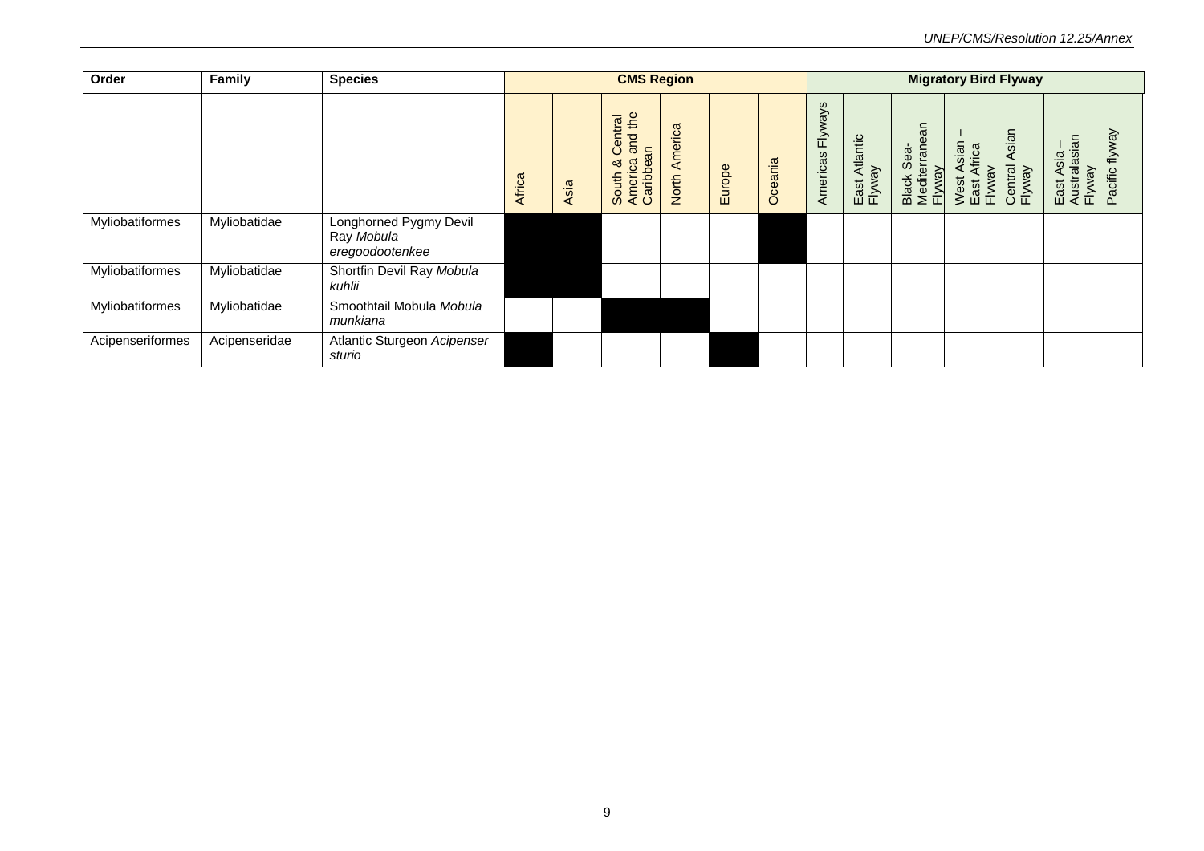| Order | Family | Species | CMS Region | | | | | | Migratory Bird Flyway | | | | | | |
|---|---|---|---|---|---|---|---|---|---|---|---|---|---|---|---|
| | | | Africa | Asia | South & Central America and the Caribbean | North America | Europe | Oceania | Americas Flyways | East Atlantic Flyway | Black Sea-Mediterranean Flyway | West Asian – East Africa Flyway | Central Asian Flyway | East Asia – Australasian Flyway | Pacific flyway |
| Myliobatiformes | Myliobatidae | Longhorned Pygmy Devil Ray *Mobula eregoodootenkee* | ■ | ■ | | | | ■ | | | | | | | |
| Myliobatiformes | Myliobatidae | Shortfin Devil Ray *Mobula kuhlii* | ■ | ■ | | | | | | | | | | | |
| Myliobatiformes | Myliobatidae | Smoothtail Mobula *Mobula munkiana* | | | ■ | ■ | | | | | | | | | |
| Acipenseriformes | Acipenseridae | Atlantic Sturgeon *Acipenser sturio* | ■ | | | | ■ | | | | | | | | |